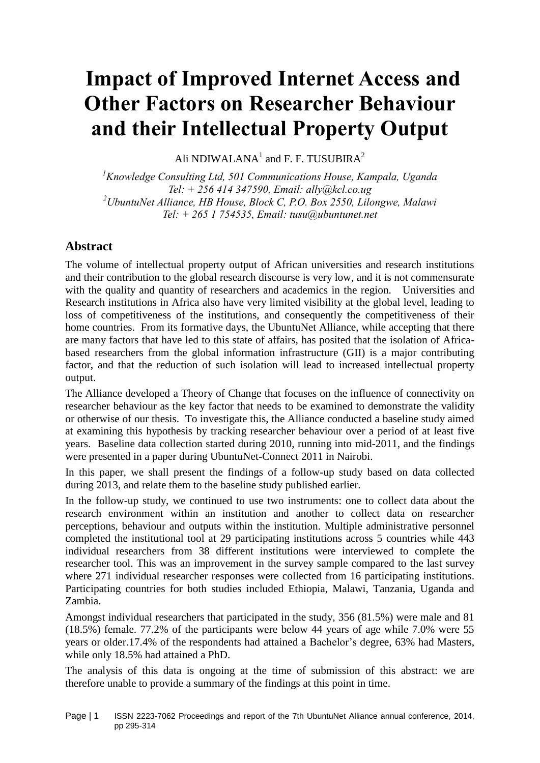# Impact of Improved Internet Access and Other Factors on Researcher Behaviour and their Intellectual Property Output

Ali NDIWALANA[1] and F. F. TUSUBIRA[2]

*[1]Knowledge Consulting Ltd, 501 Communications House, Kampala, Uganda*
*Tel: + 256 414 347590, Email: ally@kcl.co.ug*
*[2]UbuntuNet Alliance, HB House, Block C, P.O. Box 2550, Lilongwe, Malawi*
*Tel: + 265 1 754535, Email: tusu@ubuntunet.net*

## Abstract

The volume of intellectual property output of African universities and research institutions and their contribution to the global research discourse is very low, and it is not commensurate with the quality and quantity of researchers and academics in the region. Universities and Research institutions in Africa also have very limited visibility at the global level, leading to loss of competitiveness of the institutions, and consequently the competitiveness of their home countries. From its formative days, the UbuntuNet Alliance, while accepting that there are many factors that have led to this state of affairs, has posited that the isolation of Africa-based researchers from the global information infrastructure (GII) is a major contributing factor, and that the reduction of such isolation will lead to increased intellectual property output.

The Alliance developed a Theory of Change that focuses on the influence of connectivity on researcher behaviour as the key factor that needs to be examined to demonstrate the validity or otherwise of our thesis. To investigate this, the Alliance conducted a baseline study aimed at examining this hypothesis by tracking researcher behaviour over a period of at least five years. Baseline data collection started during 2010, running into mid-2011, and the findings were presented in a paper during UbuntuNet-Connect 2011 in Nairobi.

In this paper, we shall present the findings of a follow-up study based on data collected during 2013, and relate them to the baseline study published earlier.

In the follow-up study, we continued to use two instruments: one to collect data about the research environment within an institution and another to collect data on researcher perceptions, behaviour and outputs within the institution. Multiple administrative personnel completed the institutional tool at 29 participating institutions across 5 countries while 443 individual researchers from 38 different institutions were interviewed to complete the researcher tool. This was an improvement in the survey sample compared to the last survey where 271 individual researcher responses were collected from 16 participating institutions. Participating countries for both studies included Ethiopia, Malawi, Tanzania, Uganda and Zambia.

Amongst individual researchers that participated in the study, 356 (81.5%) were male and 81 (18.5%) female. 77.2% of the participants were below 44 years of age while 7.0% were 55 years or older.17.4% of the respondents had attained a Bachelor's degree, 63% had Masters, while only 18.5% had attained a PhD.

The analysis of this data is ongoing at the time of submission of this abstract: we are therefore unable to provide a summary of the findings at this point in time.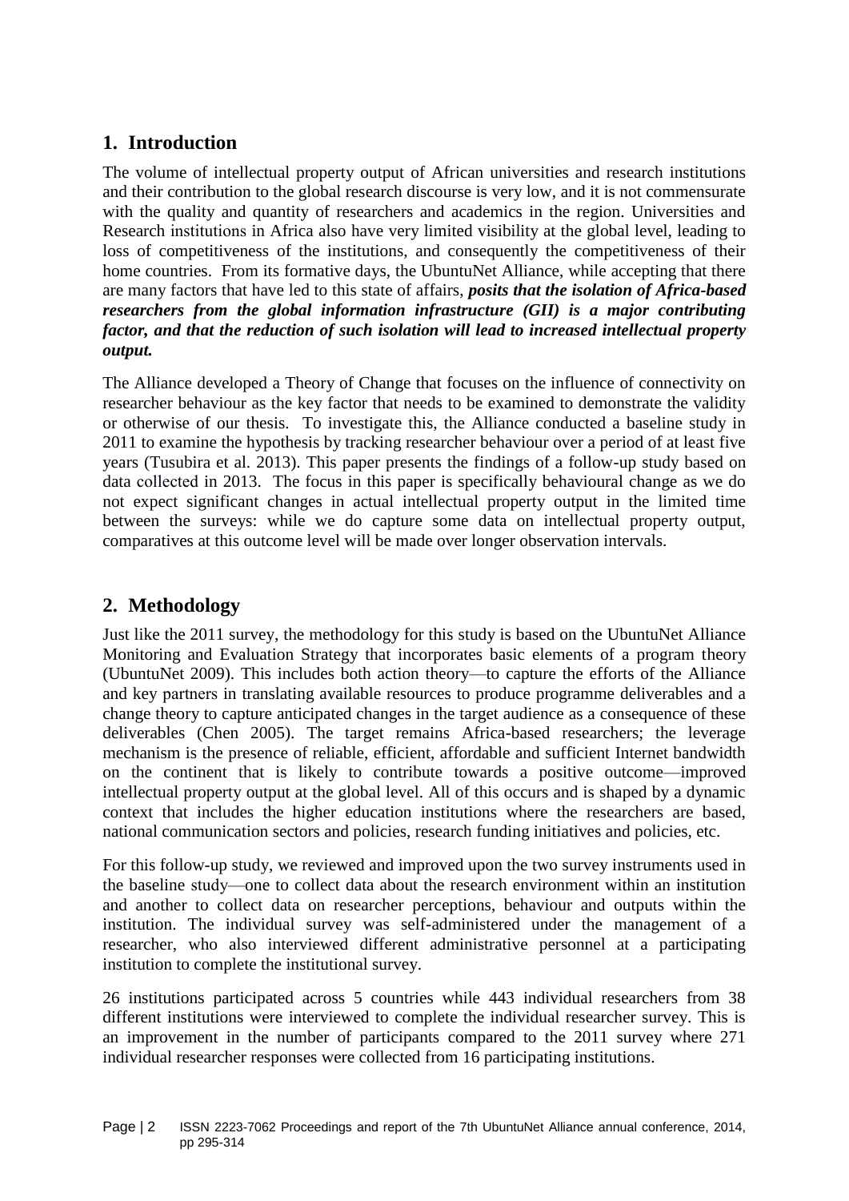## 1. Introduction

The volume of intellectual property output of African universities and research institutions and their contribution to the global research discourse is very low, and it is not commensurate with the quality and quantity of researchers and academics in the region. Universities and Research institutions in Africa also have very limited visibility at the global level, leading to loss of competitiveness of the institutions, and consequently the competitiveness of their home countries. From its formative days, the UbuntuNet Alliance, while accepting that there are many factors that have led to this state of affairs, ***posits that the isolation of Africa-based researchers from the global information infrastructure (GII) is a major contributing factor, and that the reduction of such isolation will lead to increased intellectual property output.***

The Alliance developed a Theory of Change that focuses on the influence of connectivity on researcher behaviour as the key factor that needs to be examined to demonstrate the validity or otherwise of our thesis. To investigate this, the Alliance conducted a baseline study in 2011 to examine the hypothesis by tracking researcher behaviour over a period of at least five years (Tusubira et al. 2013). This paper presents the findings of a follow-up study based on data collected in 2013. The focus in this paper is specifically behavioural change as we do not expect significant changes in actual intellectual property output in the limited time between the surveys: while we do capture some data on intellectual property output, comparatives at this outcome level will be made over longer observation intervals.

## 2. Methodology

Just like the 2011 survey, the methodology for this study is based on the UbuntuNet Alliance Monitoring and Evaluation Strategy that incorporates basic elements of a program theory (UbuntuNet 2009). This includes both action theory—to capture the efforts of the Alliance and key partners in translating available resources to produce programme deliverables and a change theory to capture anticipated changes in the target audience as a consequence of these deliverables (Chen 2005). The target remains Africa-based researchers; the leverage mechanism is the presence of reliable, efficient, affordable and sufficient Internet bandwidth on the continent that is likely to contribute towards a positive outcome—improved intellectual property output at the global level. All of this occurs and is shaped by a dynamic context that includes the higher education institutions where the researchers are based, national communication sectors and policies, research funding initiatives and policies, etc.

For this follow-up study, we reviewed and improved upon the two survey instruments used in the baseline study—one to collect data about the research environment within an institution and another to collect data on researcher perceptions, behaviour and outputs within the institution. The individual survey was self-administered under the management of a researcher, who also interviewed different administrative personnel at a participating institution to complete the institutional survey.

26 institutions participated across 5 countries while 443 individual researchers from 38 different institutions were interviewed to complete the individual researcher survey. This is an improvement in the number of participants compared to the 2011 survey where 271 individual researcher responses were collected from 16 participating institutions.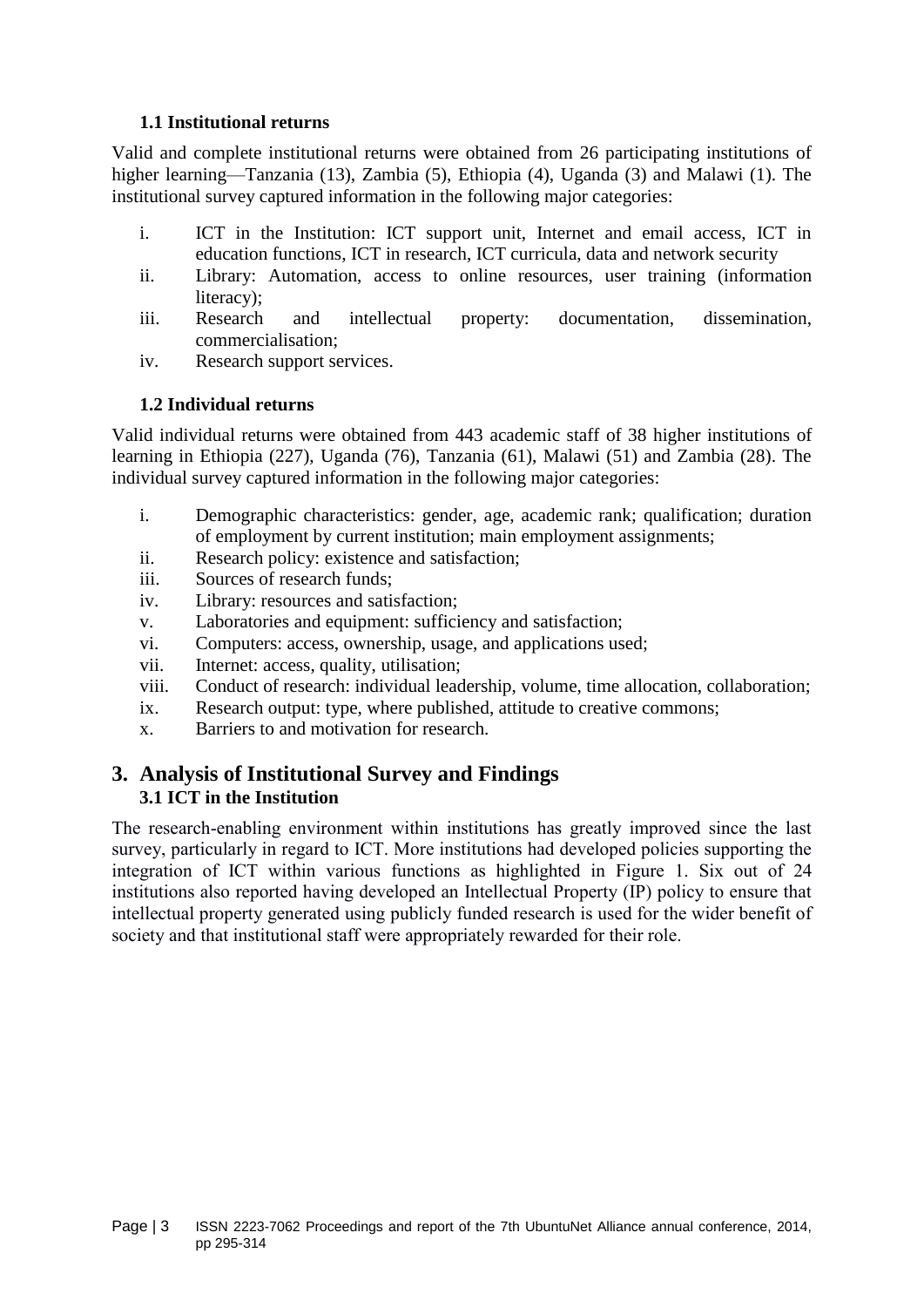### 1.1 Institutional returns

Valid and complete institutional returns were obtained from 26 participating institutions of higher learning—Tanzania (13), Zambia (5), Ethiopia (4), Uganda (3) and Malawi (1). The institutional survey captured information in the following major categories:

i. ICT in the Institution: ICT support unit, Internet and email access, ICT in education functions, ICT in research, ICT curricula, data and network security
ii. Library: Automation, access to online resources, user training (information literacy);
iii. Research and intellectual property: documentation, dissemination, commercialisation;
iv. Research support services.

### 1.2 Individual returns

Valid individual returns were obtained from 443 academic staff of 38 higher institutions of learning in Ethiopia (227), Uganda (76), Tanzania (61), Malawi (51) and Zambia (28). The individual survey captured information in the following major categories:

i. Demographic characteristics: gender, age, academic rank; qualification; duration of employment by current institution; main employment assignments;
ii. Research policy: existence and satisfaction;
iii. Sources of research funds;
iv. Library: resources and satisfaction;
v. Laboratories and equipment: sufficiency and satisfaction;
vi. Computers: access, ownership, usage, and applications used;
vii. Internet: access, quality, utilisation;
viii. Conduct of research: individual leadership, volume, time allocation, collaboration;
ix. Research output: type, where published, attitude to creative commons;
x. Barriers to and motivation for research.

## 3. Analysis of Institutional Survey and Findings

### 3.1 ICT in the Institution

The research-enabling environment within institutions has greatly improved since the last survey, particularly in regard to ICT. More institutions had developed policies supporting the integration of ICT within various functions as highlighted in Figure 1. Six out of 24 institutions also reported having developed an Intellectual Property (IP) policy to ensure that intellectual property generated using publicly funded research is used for the wider benefit of society and that institutional staff were appropriately rewarded for their role.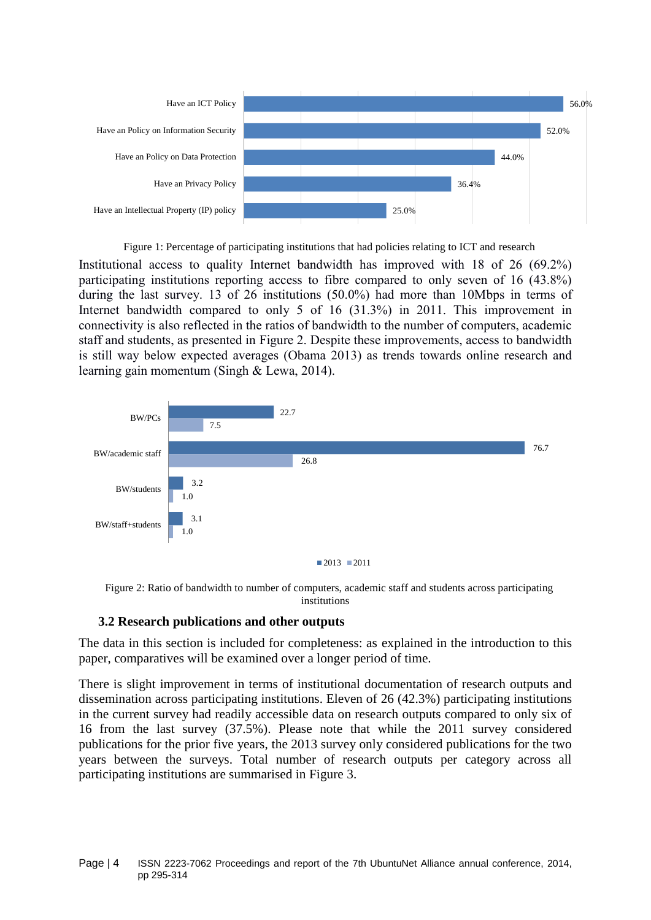Figure 1: Percentage of participating institutions that had policies relating to ICT and research

Institutional access to quality Internet bandwidth has improved with 18 of 26 (69.2%) participating institutions reporting access to fibre compared to only seven of 16 (43.8%) during the last survey. 13 of 26 institutions (50.0%) had more than 10Mbps in terms of Internet bandwidth compared to only 5 of 16 (31.3%) in 2011. This improvement in connectivity is also reflected in the ratios of bandwidth to the number of computers, academic staff and students, as presented in Figure 2. Despite these improvements, access to bandwidth is still way below expected averages (Obama 2013) as trends towards online research and learning gain momentum (Singh & Lewa, 2014).

Figure 2: Ratio of bandwidth to number of computers, academic staff and students across participating institutions

### 3.2 Research publications and other outputs

The data in this section is included for completeness: as explained in the introduction to this paper, comparatives will be examined over a longer period of time.

There is slight improvement in terms of institutional documentation of research outputs and dissemination across participating institutions. Eleven of 26 (42.3%) participating institutions in the current survey had readily accessible data on research outputs compared to only six of 16 from the last survey (37.5%). Please note that while the 2011 survey considered publications for the prior five years, the 2013 survey only considered publications for the two years between the surveys. Total number of research outputs per category across all participating institutions are summarised in Figure 3.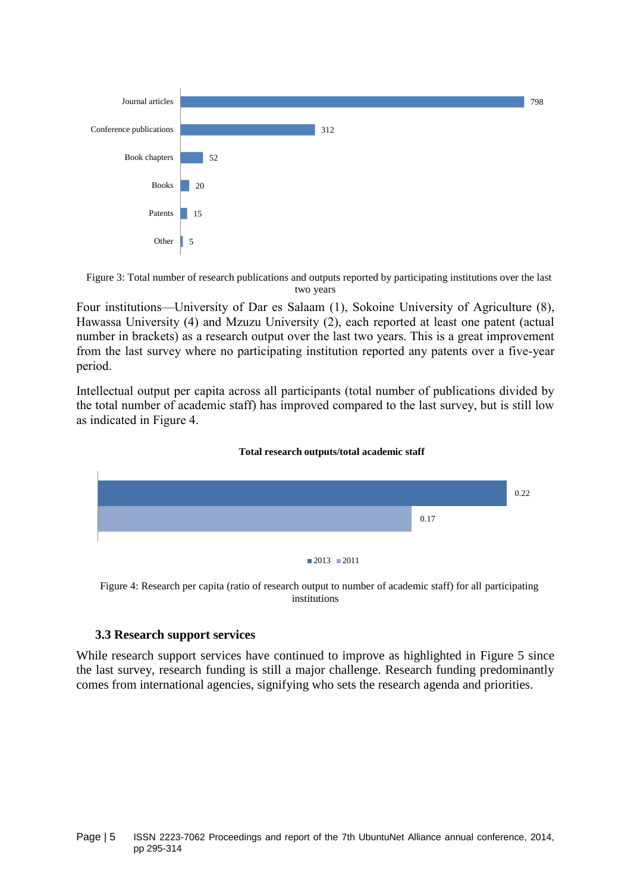| Output type | Number |
|---|---|
| Journal articles | 798 |
| Conference publications | 312 |
| Book chapters | 52 |
| Books | 20 |
| Patents | 15 |
| Other | 5 |

Figure 3: Total number of research publications and outputs reported by participating institutions over the last two years

Four institutions—University of Dar es Salaam (1), Sokoine University of Agriculture (8), Hawassa University (4) and Mzuzu University (2), each reported at least one patent (actual number in brackets) as a research output over the last two years. This is a great improvement from the last survey where no participating institution reported any patents over a five-year period.

Intellectual output per capita across all participants (total number of publications divided by the total number of academic staff) has improved compared to the last survey, but is still low as indicated in Figure 4.

**Total research outputs/total academic staff**

| Year | Ratio |
|---|---|
| 2013 | 0.22 |
| 2011 | 0.17 |

Figure 4: Research per capita (ratio of research output to number of academic staff) for all participating institutions

### 3.3 Research support services

While research support services have continued to improve as highlighted in Figure 5 since the last survey, research funding is still a major challenge. Research funding predominantly comes from international agencies, signifying who sets the research agenda and priorities.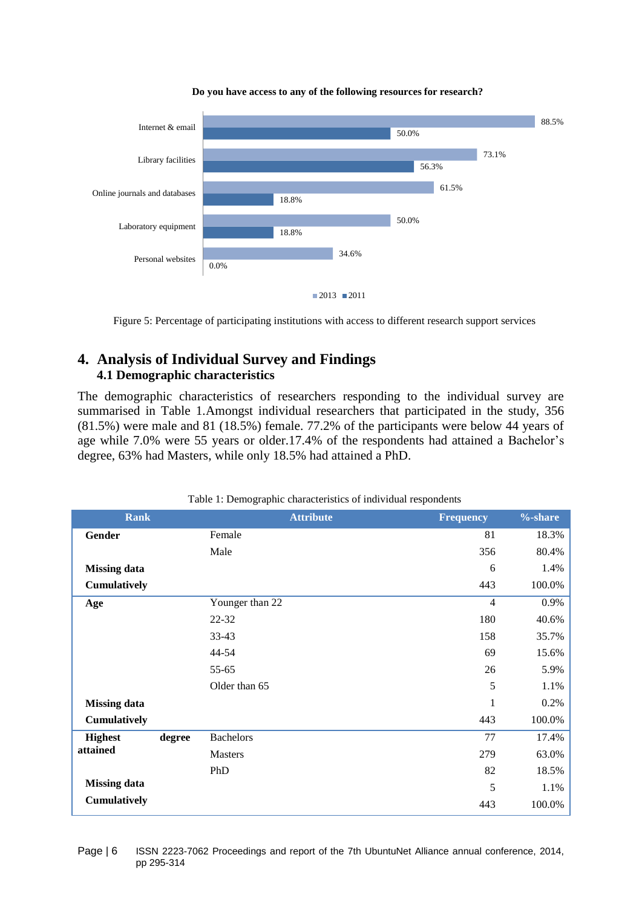**Do you have access to any of the following resources for research?**

| Resource | 2013 | 2011 |
|---|---|---|
| Internet & email | 88.5% | 50.0% |
| Library facilities | 73.1% | 56.3% |
| Online journals and databases | 61.5% | 18.8% |
| Laboratory equipment | 50.0% | 18.8% |
| Personal websites | 34.6% | 0.0% |

Figure 5: Percentage of participating institutions with access to different research support services

# 4. Analysis of Individual Survey and Findings

## 4.1 Demographic characteristics

The demographic characteristics of researchers responding to the individual survey are summarised in Table 1.Amongst individual researchers that participated in the study, 356 (81.5%) were male and 81 (18.5%) female. 77.2% of the participants were below 44 years of age while 7.0% were 55 years or older.17.4% of the respondents had attained a Bachelor's degree, 63% had Masters, while only 18.5% had attained a PhD.

Table 1: Demographic characteristics of individual respondents

| Rank | Attribute | Frequency | %-share |
|---|---|---|---|
| **Gender** | Female | 81 | 18.3% |
| | Male | 356 | 80.4% |
| **Missing data** | | 6 | 1.4% |
| **Cumulatively** | | 443 | 100.0% |
| **Age** | Younger than 22 | 4 | 0.9% |
| | 22-32 | 180 | 40.6% |
| | 33-43 | 158 | 35.7% |
| | 44-54 | 69 | 15.6% |
| | 55-65 | 26 | 5.9% |
| | Older than 65 | 5 | 1.1% |
| **Missing data** | | 1 | 0.2% |
| **Cumulatively** | | 443 | 100.0% |
| **Highest degree attained** | Bachelors | 77 | 17.4% |
| | Masters | 279 | 63.0% |
| | PhD | 82 | 18.5% |
| **Missing data** | | 5 | 1.1% |
| **Cumulatively** | | 443 | 100.0% |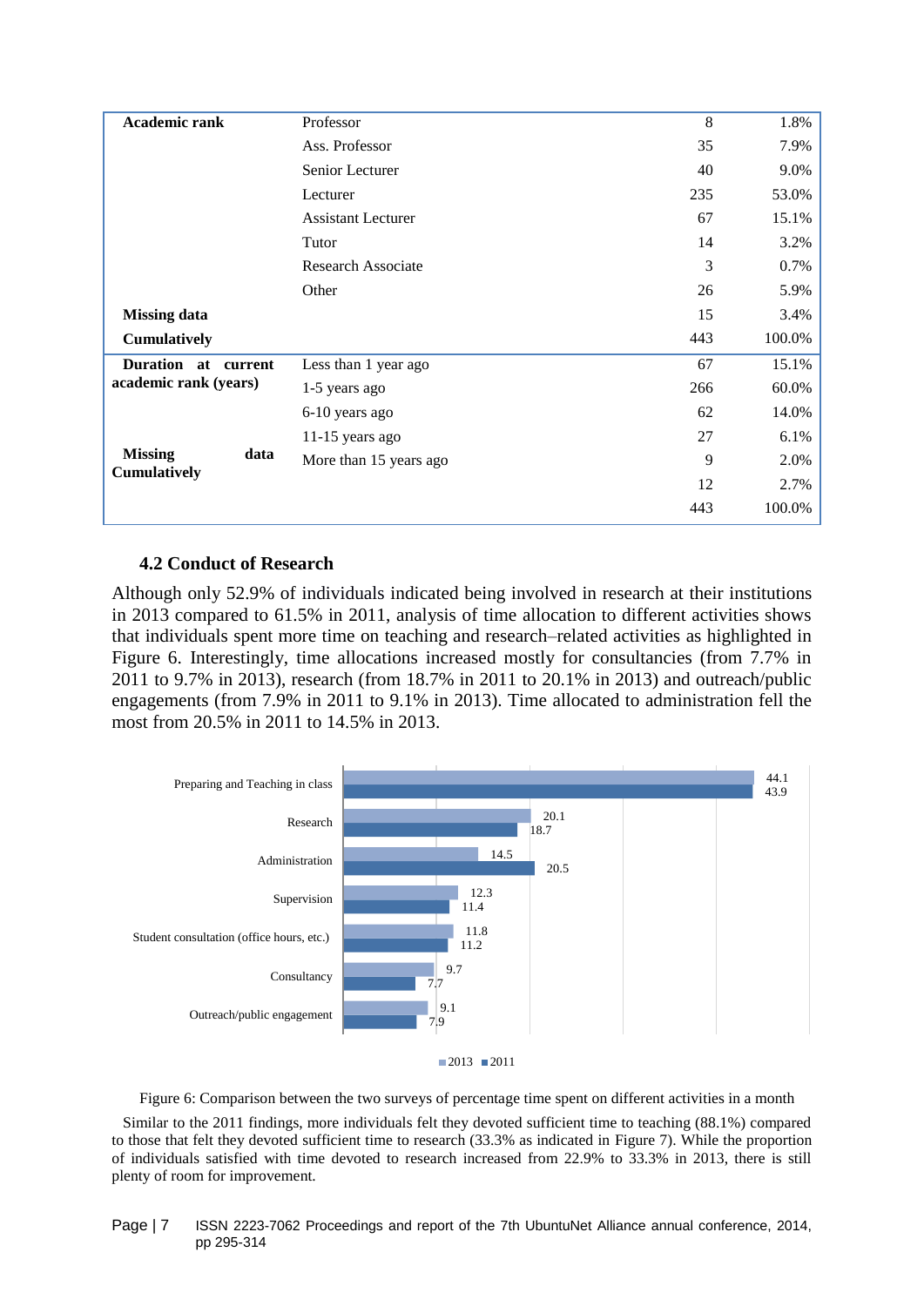| | | | |
|---|---|---|---|
| **Academic rank** | Professor | 8 | 1.8% |
| | Ass. Professor | 35 | 7.9% |
| | Senior Lecturer | 40 | 9.0% |
| | Lecturer | 235 | 53.0% |
| | Assistant Lecturer | 67 | 15.1% |
| | Tutor | 14 | 3.2% |
| | Research Associate | 3 | 0.7% |
| | Other | 26 | 5.9% |
| **Missing data** | | 15 | 3.4% |
| **Cumulatively** | | 443 | 100.0% |
| **Duration at current academic rank (years)** | Less than 1 year ago | 67 | 15.1% |
| | 1-5 years ago | 266 | 60.0% |
| | 6-10 years ago | 62 | 14.0% |
| | 11-15 years ago | 27 | 6.1% |
| | More than 15 years ago | 9 | 2.0% |
| **Missing data** | | 12 | 2.7% |
| **Cumulatively** | | 443 | 100.0% |

### 4.2 Conduct of Research

Although only 52.9% of individuals indicated being involved in research at their institutions in 2013 compared to 61.5% in 2011, analysis of time allocation to different activities shows that individuals spent more time on teaching and research–related activities as highlighted in Figure 6. Interestingly, time allocations increased mostly for consultancies (from 7.7% in 2011 to 9.7% in 2013), research (from 18.7% in 2011 to 20.1% in 2013) and outreach/public engagements (from 7.9% in 2011 to 9.1% in 2013). Time allocated to administration fell the most from 20.5% in 2011 to 14.5% in 2013.

| Activity | 2013 | 2011 |
|---|---|---|
| Preparing and Teaching in class | 44.1 | 43.9 |
| Research | 20.1 | 18.7 |
| Administration | 14.5 | 20.5 |
| Supervision | 12.3 | 11.4 |
| Student consultation (office hours, etc.) | 11.8 | 11.2 |
| Consultancy | 9.7 | 7.7 |
| Outreach/public engagement | 9.1 | 7.9 |

Figure 6: Comparison between the two surveys of percentage time spent on different activities in a month

Similar to the 2011 findings, more individuals felt they devoted sufficient time to teaching (88.1%) compared to those that felt they devoted sufficient time to research (33.3% as indicated in Figure 7). While the proportion of individuals satisfied with time devoted to research increased from 22.9% to 33.3% in 2013, there is still plenty of room for improvement.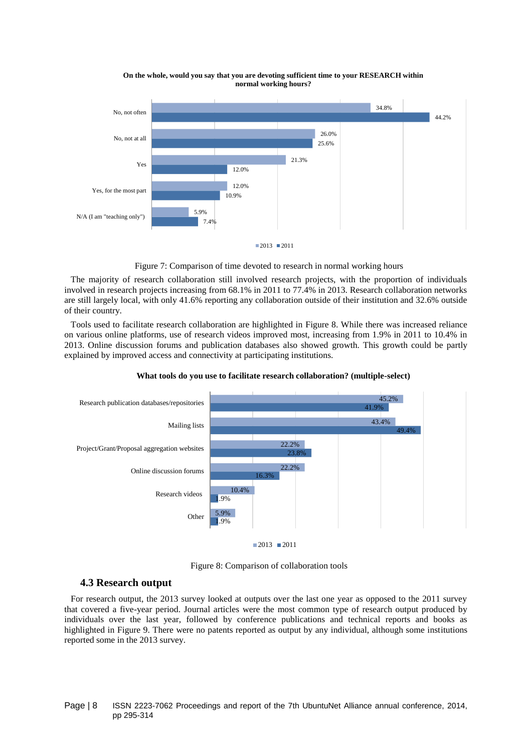**On the whole, would you say that you are devoting sufficient time to your RESEARCH within normal working hours?**

| | 2013 | 2011 |
|---|---|---|
| No, not often | 34.8% | 44.2% |
| No, not at all | 26.0% | 25.6% |
| Yes | 21.3% | 12.0% |
| Yes, for the most part | 12.0% | 10.9% |
| N/A (I am "teaching only") | 5.9% | 7.4% |

Figure 7: Comparison of time devoted to research in normal working hours

The majority of research collaboration still involved research projects, with the proportion of individuals involved in research projects increasing from 68.1% in 2011 to 77.4% in 2013. Research collaboration networks are still largely local, with only 41.6% reporting any collaboration outside of their institution and 32.6% outside of their country.

Tools used to facilitate research collaboration are highlighted in Figure 8. While there was increased reliance on various online platforms, use of research videos improved most, increasing from 1.9% in 2011 to 10.4% in 2013. Online discussion forums and publication databases also showed growth. This growth could be partly explained by improved access and connectivity at participating institutions.

**What tools do you use to facilitate research collaboration? (multiple-select)**

| | 2013 | 2011 |
|---|---|---|
| Research publication databases/repositories | 45.2% | 41.9% |
| Mailing lists | 43.4% | 49.4% |
| Project/Grant/Proposal aggregation websites | 22.2% | 23.8% |
| Online discussion forums | 22.2% | 16.3% |
| Research videos | 10.4% | 1.9% |
| Other | 5.9% | 1.9% |

Figure 8: Comparison of collaboration tools

## 4.3 Research output

For research output, the 2013 survey looked at outputs over the last one year as opposed to the 2011 survey that covered a five-year period. Journal articles were the most common type of research output produced by individuals over the last year, followed by conference publications and technical reports and books as highlighted in Figure 9. There were no patents reported as output by any individual, although some institutions reported some in the 2013 survey.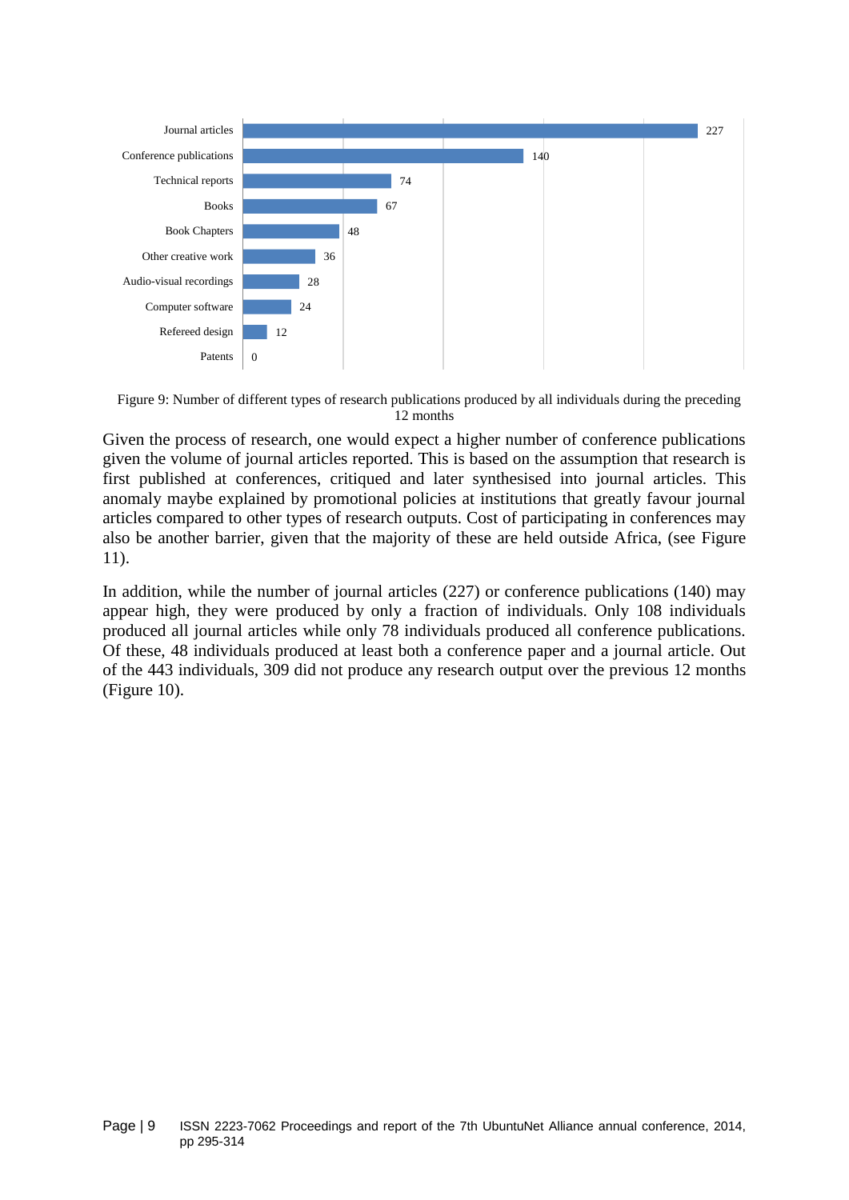| Type | Number |
|---|---|
| Journal articles | 227 |
| Conference publications | 140 |
| Technical reports | 74 |
| Books | 67 |
| Book Chapters | 48 |
| Other creative work | 36 |
| Audio-visual recordings | 28 |
| Computer software | 24 |
| Refereed design | 12 |
| Patents | 0 |

Figure 9: Number of different types of research publications produced by all individuals during the preceding 12 months

Given the process of research, one would expect a higher number of conference publications given the volume of journal articles reported. This is based on the assumption that research is first published at conferences, critiqued and later synthesised into journal articles. This anomaly maybe explained by promotional policies at institutions that greatly favour journal articles compared to other types of research outputs. Cost of participating in conferences may also be another barrier, given that the majority of these are held outside Africa, (see Figure 11).

In addition, while the number of journal articles (227) or conference publications (140) may appear high, they were produced by only a fraction of individuals. Only 108 individuals produced all journal articles while only 78 individuals produced all conference publications. Of these, 48 individuals produced at least both a conference paper and a journal article. Out of the 443 individuals, 309 did not produce any research output over the previous 12 months (Figure 10).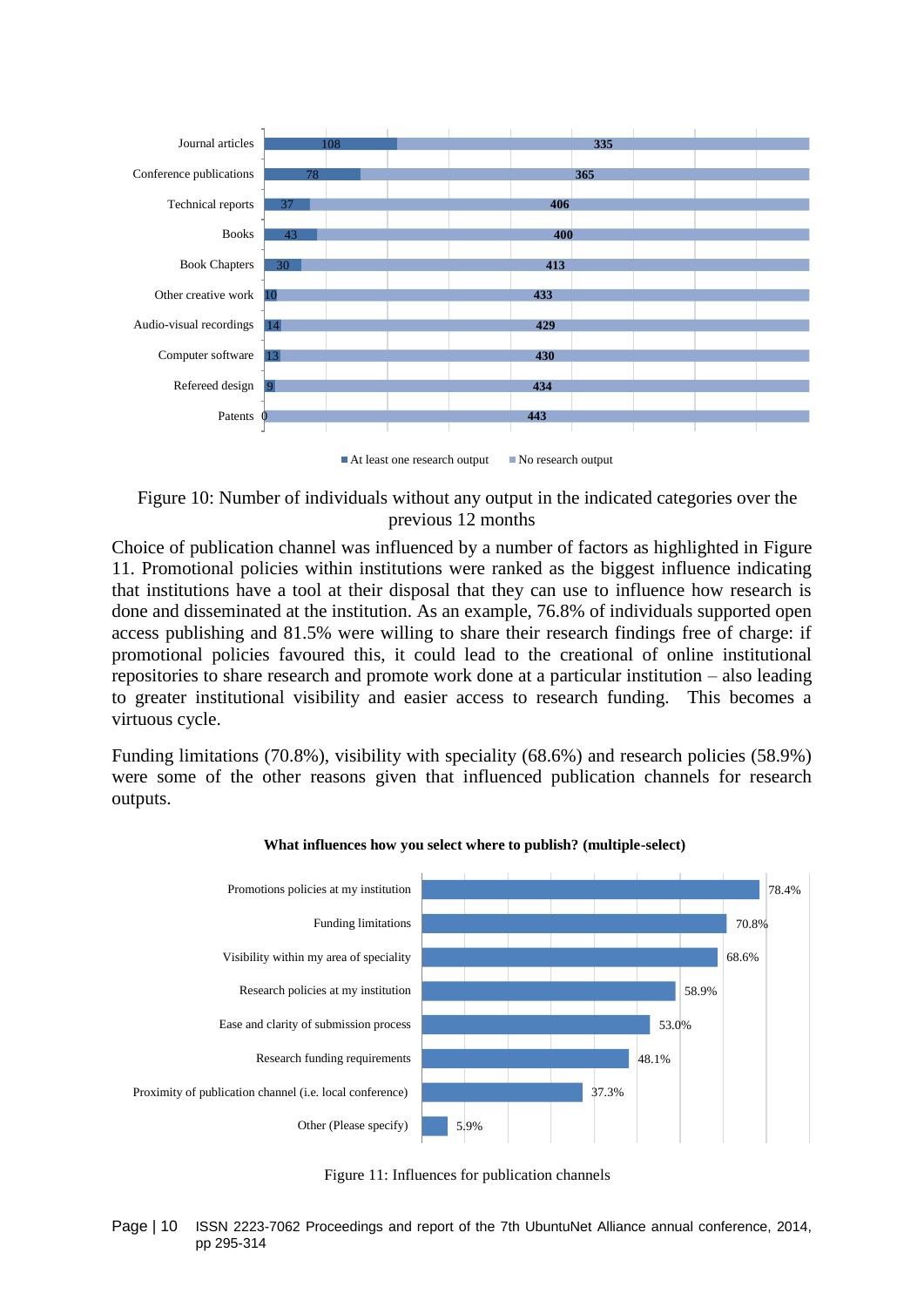| Category | At least one research output | No research output |
|---|---|---|
| Journal articles | 108 | 335 |
| Conference publications | 78 | 365 |
| Technical reports | 37 | 406 |
| Books | 43 | 400 |
| Book Chapters | 30 | 413 |
| Other creative work | 10 | 433 |
| Audio-visual recordings | 14 | 429 |
| Computer software | 13 | 430 |
| Refereed design | 9 | 434 |
| Patents | 0 | 443 |

Figure 10: Number of individuals without any output in the indicated categories over the previous 12 months

Choice of publication channel was influenced by a number of factors as highlighted in Figure 11. Promotional policies within institutions were ranked as the biggest influence indicating that institutions have a tool at their disposal that they can use to influence how research is done and disseminated at the institution. As an example, 76.8% of individuals supported open access publishing and 81.5% were willing to share their research findings free of charge: if promotional policies favoured this, it could lead to the creational of online institutional repositories to share research and promote work done at a particular institution – also leading to greater institutional visibility and easier access to research funding. This becomes a virtuous cycle.

Funding limitations (70.8%), visibility with speciality (68.6%) and research policies (58.9%) were some of the other reasons given that influenced publication channels for research outputs.

**What influences how you select where to publish? (multiple-select)**

| Influence | Percentage |
|---|---|
| Promotions policies at my institution | 78.4% |
| Funding limitations | 70.8% |
| Visibility within my area of speciality | 68.6% |
| Research policies at my institution | 58.9% |
| Ease and clarity of submission process | 53.0% |
| Research funding requirements | 48.1% |
| Proximity of publication channel (i.e. local conference) | 37.3% |
| Other (Please specify) | 5.9% |

Figure 11: Influences for publication channels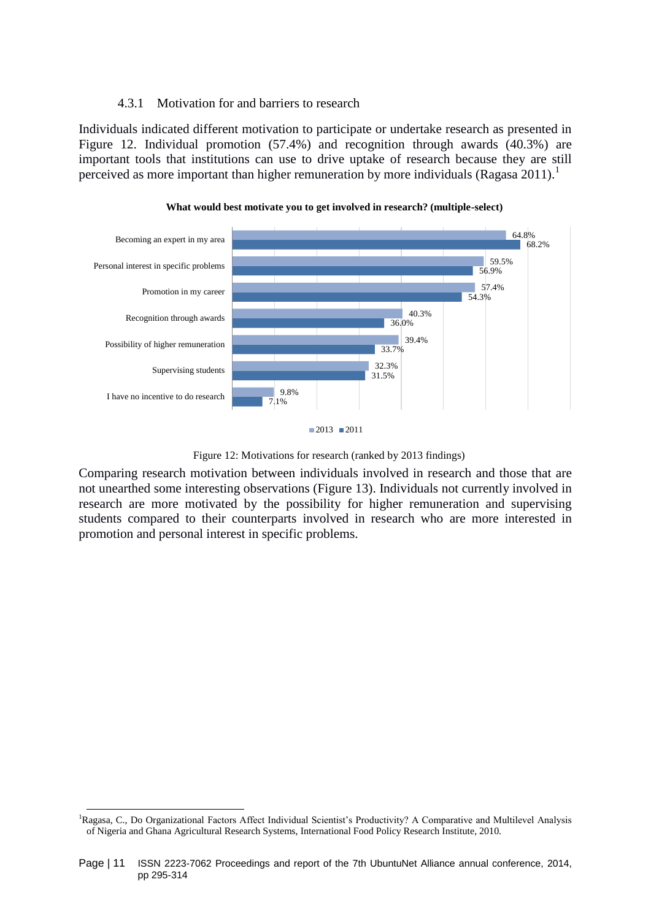#### 4.3.1 Motivation for and barriers to research

Individuals indicated different motivation to participate or undertake research as presented in Figure 12. Individual promotion (57.4%) and recognition through awards (40.3%) are important tools that institutions can use to drive uptake of research because they are still perceived as more important than higher remuneration by more individuals (Ragasa 2011).[1]

**What would best motivate you to get involved in research? (multiple-select)**

| | 2013 | 2011 |
|---|---|---|
| Becoming an expert in my area | 64.8% | 68.2% |
| Personal interest in specific problems | 59.5% | 56.9% |
| Promotion in my career | 57.4% | 54.3% |
| Recognition through awards | 40.3% | 36.0% |
| Possibility of higher remuneration | 39.4% | 33.7% |
| Supervising students | 32.3% | 31.5% |
| I have no incentive to do research | 9.8% | 7.1% |

Figure 12: Motivations for research (ranked by 2013 findings)

Comparing research motivation between individuals involved in research and those that are not unearthed some interesting observations (Figure 13). Individuals not currently involved in research are more motivated by the possibility for higher remuneration and supervising students compared to their counterparts involved in research who are more interested in promotion and personal interest in specific problems.

[1]Ragasa, C., Do Organizational Factors Affect Individual Scientist's Productivity? A Comparative and Multilevel Analysis of Nigeria and Ghana Agricultural Research Systems, International Food Policy Research Institute, 2010.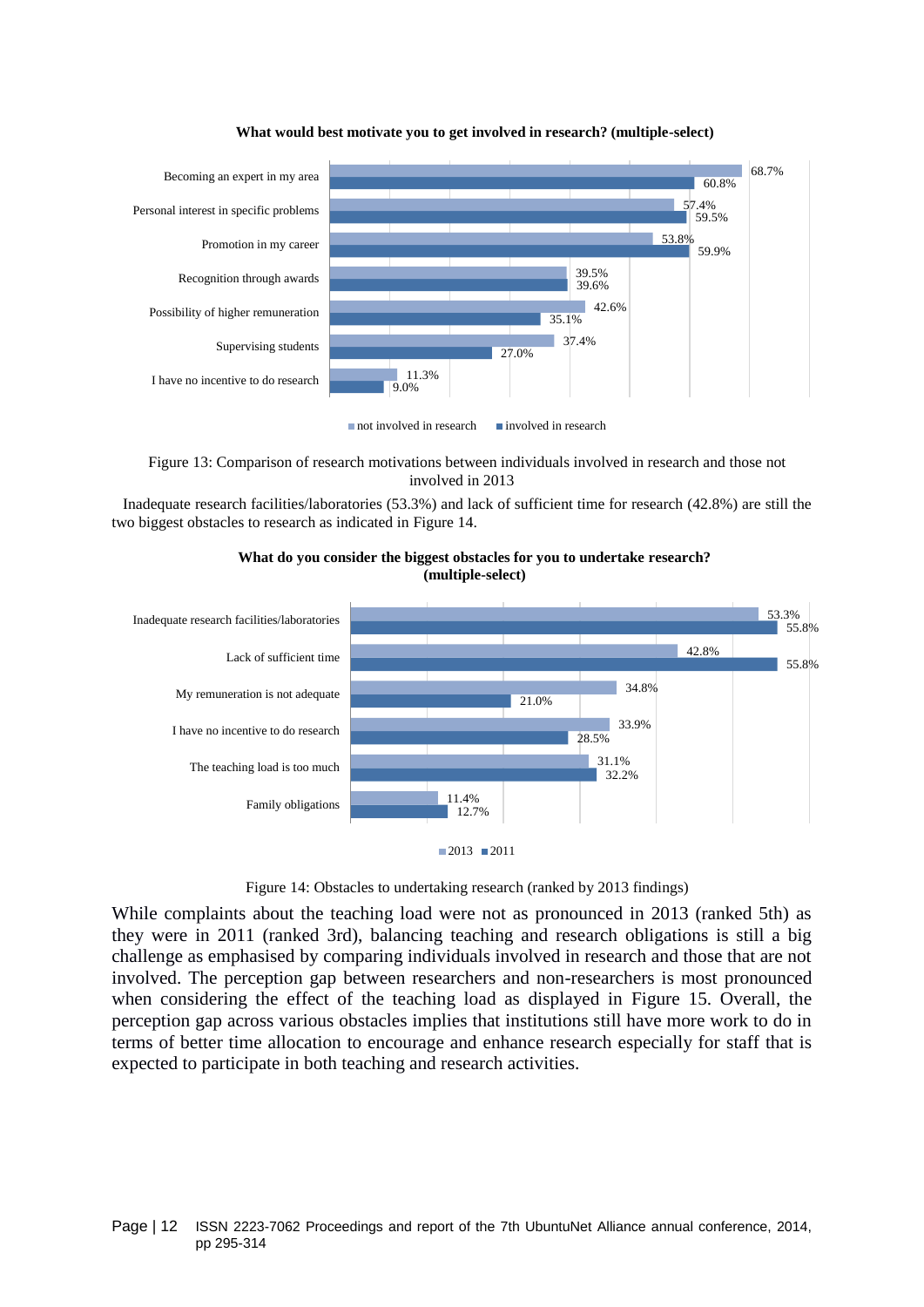**What would best motivate you to get involved in research? (multiple-select)**

| | not involved in research | involved in research |
|---|---|---|
| Becoming an expert in my area | 68.7% | 60.8% |
| Personal interest in specific problems | 57.4% | 59.5% |
| Promotion in my career | 53.8% | 59.9% |
| Recognition through awards | 39.5% | 39.6% |
| Possibility of higher remuneration | 42.6% | 35.1% |
| Supervising students | 37.4% | 27.0% |
| I have no incentive to do research | 11.3% | 9.0% |

Figure 13: Comparison of research motivations between individuals involved in research and those not involved in 2013

Inadequate research facilities/laboratories (53.3%) and lack of sufficient time for research (42.8%) are still the two biggest obstacles to research as indicated in Figure 14.

**What do you consider the biggest obstacles for you to undertake research? (multiple-select)**

| | 2013 | 2011 |
|---|---|---|
| Inadequate research facilities/laboratories | 53.3% | 55.8% |
| Lack of sufficient time | 42.8% | 55.8% |
| My remuneration is not adequate | 34.8% | 21.0% |
| I have no incentive to do research | 33.9% | 28.5% |
| The teaching load is too much | 31.1% | 32.2% |
| Family obligations | 11.4% | 12.7% |

Figure 14: Obstacles to undertaking research (ranked by 2013 findings)

While complaints about the teaching load were not as pronounced in 2013 (ranked 5th) as they were in 2011 (ranked 3rd), balancing teaching and research obligations is still a big challenge as emphasised by comparing individuals involved in research and those that are not involved. The perception gap between researchers and non-researchers is most pronounced when considering the effect of the teaching load as displayed in Figure 15. Overall, the perception gap across various obstacles implies that institutions still have more work to do in terms of better time allocation to encourage and enhance research especially for staff that is expected to participate in both teaching and research activities.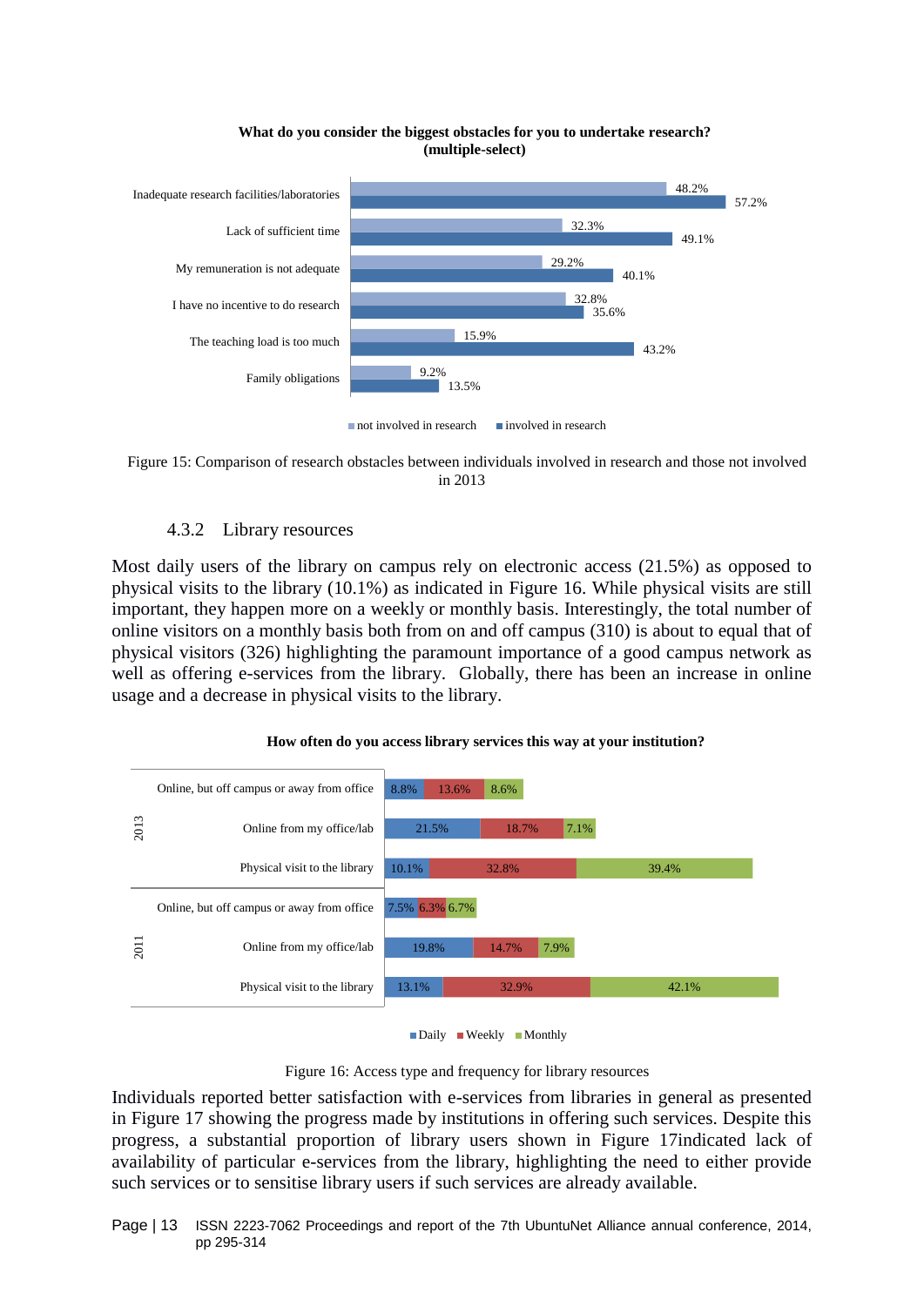**What do you consider the biggest obstacles for you to undertake research? (multiple-select)**

| Obstacle | not involved in research | involved in research |
|---|---|---|
| Inadequate research facilities/laboratories | 48.2% | 57.2% |
| Lack of sufficient time | 32.3% | 49.1% |
| My remuneration is not adequate | 29.2% | 40.1% |
| I have no incentive to do research | 32.8% | 35.6% |
| The teaching load is too much | 15.9% | 43.2% |
| Family obligations | 9.2% | 13.5% |

Figure 15: Comparison of research obstacles between individuals involved in research and those not involved in 2013

### 4.3.2 Library resources

Most daily users of the library on campus rely on electronic access (21.5%) as opposed to physical visits to the library (10.1%) as indicated in Figure 16. While physical visits are still important, they happen more on a weekly or monthly basis. Interestingly, the total number of online visitors on a monthly basis both from on and off campus (310) is about to equal that of physical visitors (326) highlighting the paramount importance of a good campus network as well as offering e-services from the library. Globally, there has been an increase in online usage and a decrease in physical visits to the library.

**How often do you access library services this way at your institution?**

| Year | Access type | Daily | Weekly | Monthly |
|---|---|---|---|---|
| 2013 | Online, but off campus or away from office | 8.8% | 13.6% | 8.6% |
| 2013 | Online from my office/lab | 21.5% | 18.7% | 7.1% |
| 2013 | Physical visit to the library | 10.1% | 32.8% | 39.4% |
| 2011 | Online, but off campus or away from office | 7.5% | 6.3% | 6.7% |
| 2011 | Online from my office/lab | 19.8% | 14.7% | 7.9% |
| 2011 | Physical visit to the library | 13.1% | 32.9% | 42.1% |

Figure 16: Access type and frequency for library resources

Individuals reported better satisfaction with e-services from libraries in general as presented in Figure 17 showing the progress made by institutions in offering such services. Despite this progress, a substantial proportion of library users shown in Figure 17indicated lack of availability of particular e-services from the library, highlighting the need to either provide such services or to sensitise library users if such services are already available.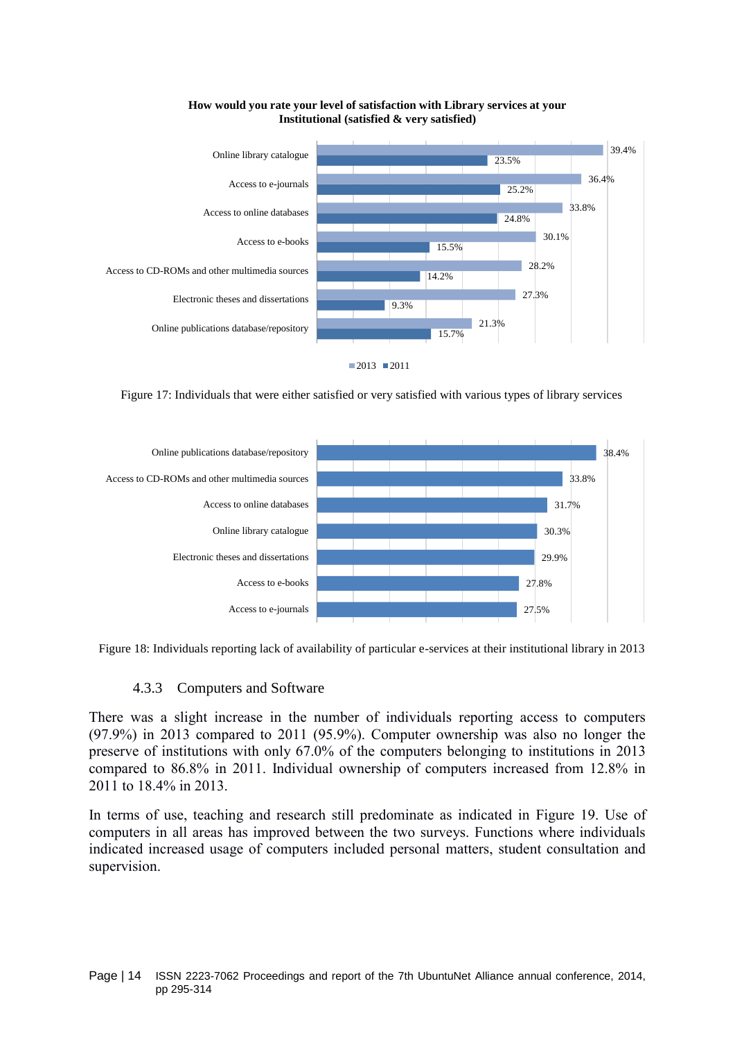**How would you rate your level of satisfaction with Library services at your Institutional (satisfied & very satisfied)**

| | 2013 | 2011 |
|---|---|---|
| Online library catalogue | 39.4% | 23.5% |
| Access to e-journals | 36.4% | 25.2% |
| Access to online databases | 33.8% | 24.8% |
| Access to e-books | 30.1% | 15.5% |
| Access to CD-ROMs and other multimedia sources | 28.2% | 14.2% |
| Electronic theses and dissertations | 27.3% | 9.3% |
| Online publications database/repository | 21.3% | 15.7% |

Figure 17: Individuals that were either satisfied or very satisfied with various types of library services

| | |
|---|---|
| Online publications database/repository | 38.4% |
| Access to CD-ROMs and other multimedia sources | 33.8% |
| Access to online databases | 31.7% |
| Online library catalogue | 30.3% |
| Electronic theses and dissertations | 29.9% |
| Access to e-books | 27.8% |
| Access to e-journals | 27.5% |

Figure 18: Individuals reporting lack of availability of particular e-services at their institutional library in 2013

### 4.3.3 Computers and Software

There was a slight increase in the number of individuals reporting access to computers (97.9%) in 2013 compared to 2011 (95.9%). Computer ownership was also no longer the preserve of institutions with only 67.0% of the computers belonging to institutions in 2013 compared to 86.8% in 2011. Individual ownership of computers increased from 12.8% in 2011 to 18.4% in 2013.

In terms of use, teaching and research still predominate as indicated in Figure 19. Use of computers in all areas has improved between the two surveys. Functions where individuals indicated increased usage of computers included personal matters, student consultation and supervision.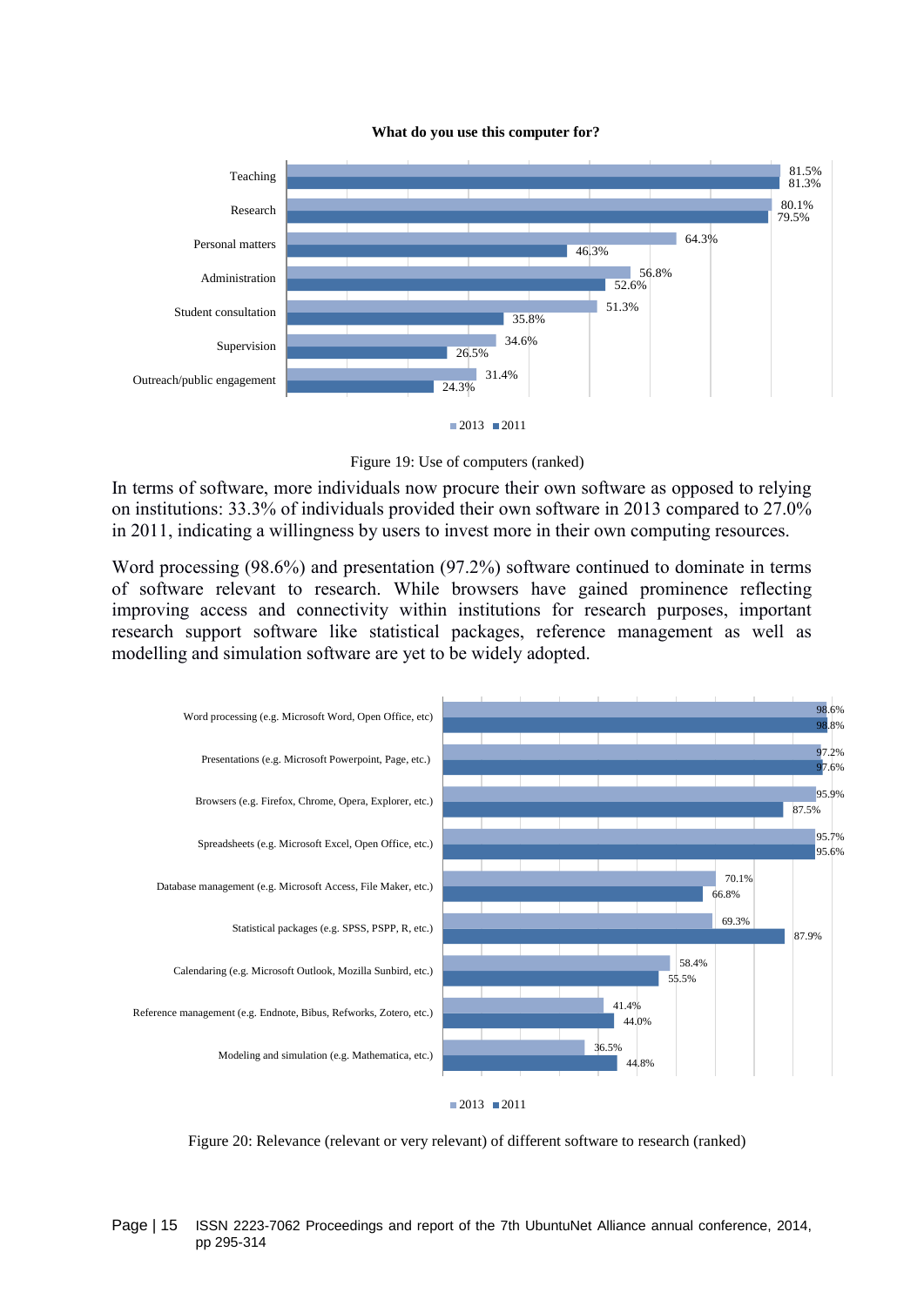**What do you use this computer for?**

| | 2013 | 2011 |
|---|---|---|
| Teaching | 81.5% | 81.3% |
| Research | 80.1% | 79.5% |
| Personal matters | 64.3% | 46.3% |
| Administration | 56.8% | 52.6% |
| Student consultation | 51.3% | 35.8% |
| Supervision | 34.6% | 26.5% |
| Outreach/public engagement | 31.4% | 24.3% |

Figure 19: Use of computers (ranked)

In terms of software, more individuals now procure their own software as opposed to relying on institutions: 33.3% of individuals provided their own software in 2013 compared to 27.0% in 2011, indicating a willingness by users to invest more in their own computing resources.

Word processing (98.6%) and presentation (97.2%) software continued to dominate in terms of software relevant to research. While browsers have gained prominence reflecting improving access and connectivity within institutions for research purposes, important research support software like statistical packages, reference management as well as modelling and simulation software are yet to be widely adopted.

| | 2013 | 2011 |
|---|---|---|
| Word processing (e.g. Microsoft Word, Open Office, etc) | 98.6% | 98.8% |
| Presentations (e.g. Microsoft Powerpoint, Page, etc.) | 97.2% | 97.6% |
| Browsers (e.g. Firefox, Chrome, Opera, Explorer, etc.) | 95.9% | 87.5% |
| Spreadsheets (e.g. Microsoft Excel, Open Office, etc.) | 95.7% | 95.6% |
| Database management (e.g. Microsoft Access, File Maker, etc.) | 70.1% | 66.8% |
| Statistical packages (e.g. SPSS, PSPP, R, etc.) | 69.3% | 87.9% |
| Calendaring (e.g. Microsoft Outlook, Mozilla Sunbird, etc.) | 58.4% | 55.5% |
| Reference management (e.g. Endnote, Bibus, Refworks, Zotero, etc.) | 41.4% | 44.0% |
| Modeling and simulation (e.g. Mathematica, etc.) | 36.5% | 44.8% |

Figure 20: Relevance (relevant or very relevant) of different software to research (ranked)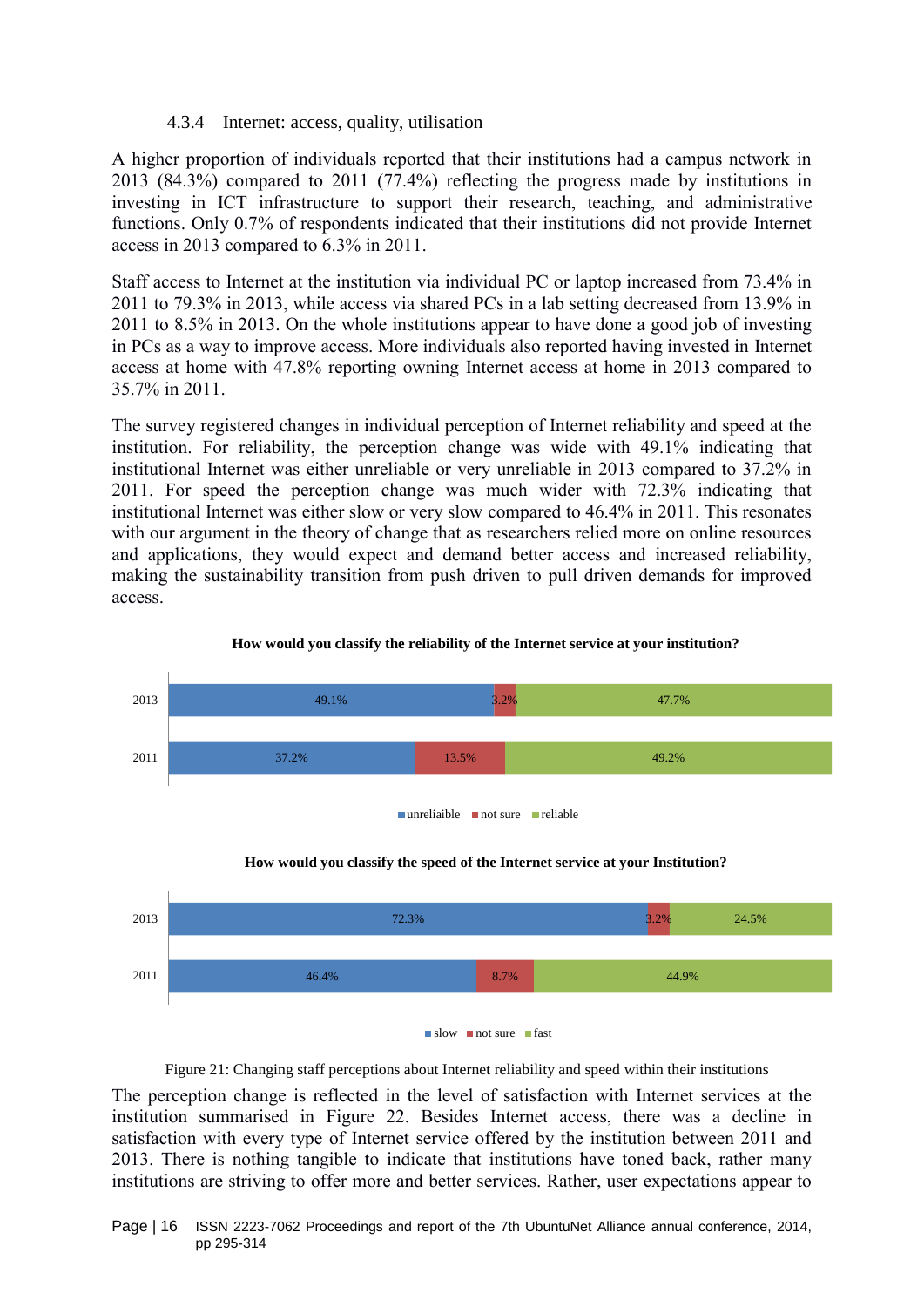#### 4.3.4 Internet: access, quality, utilisation

A higher proportion of individuals reported that their institutions had a campus network in 2013 (84.3%) compared to 2011 (77.4%) reflecting the progress made by institutions in investing in ICT infrastructure to support their research, teaching, and administrative functions. Only 0.7% of respondents indicated that their institutions did not provide Internet access in 2013 compared to 6.3% in 2011.

Staff access to Internet at the institution via individual PC or laptop increased from 73.4% in 2011 to 79.3% in 2013, while access via shared PCs in a lab setting decreased from 13.9% in 2011 to 8.5% in 2013. On the whole institutions appear to have done a good job of investing in PCs as a way to improve access. More individuals also reported having invested in Internet access at home with 47.8% reporting owning Internet access at home in 2013 compared to 35.7% in 2011.

The survey registered changes in individual perception of Internet reliability and speed at the institution. For reliability, the perception change was wide with 49.1% indicating that institutional Internet was either unreliable or very unreliable in 2013 compared to 37.2% in 2011. For speed the perception change was much wider with 72.3% indicating that institutional Internet was either slow or very slow compared to 46.4% in 2011. This resonates with our argument in the theory of change that as researchers relied more on online resources and applications, they would expect and demand better access and increased reliability, making the sustainability transition from push driven to pull driven demands for improved access.

**How would you classify the reliability of the Internet service at your institution?**

| Year | unreliaible | not sure | reliable |
|---|---|---|---|
| 2013 | 49.1% | 3.2% | 47.7% |
| 2011 | 37.2% | 13.5% | 49.2% |

**How would you classify the speed of the Internet service at your Institution?**

| Year | slow | not sure | fast |
|---|---|---|---|
| 2013 | 72.3% | 3.2% | 24.5% |
| 2011 | 46.4% | 8.7% | 44.9% |

Figure 21: Changing staff perceptions about Internet reliability and speed within their institutions

The perception change is reflected in the level of satisfaction with Internet services at the institution summarised in Figure 22. Besides Internet access, there was a decline in satisfaction with every type of Internet service offered by the institution between 2011 and 2013. There is nothing tangible to indicate that institutions have toned back, rather many institutions are striving to offer more and better services. Rather, user expectations appear to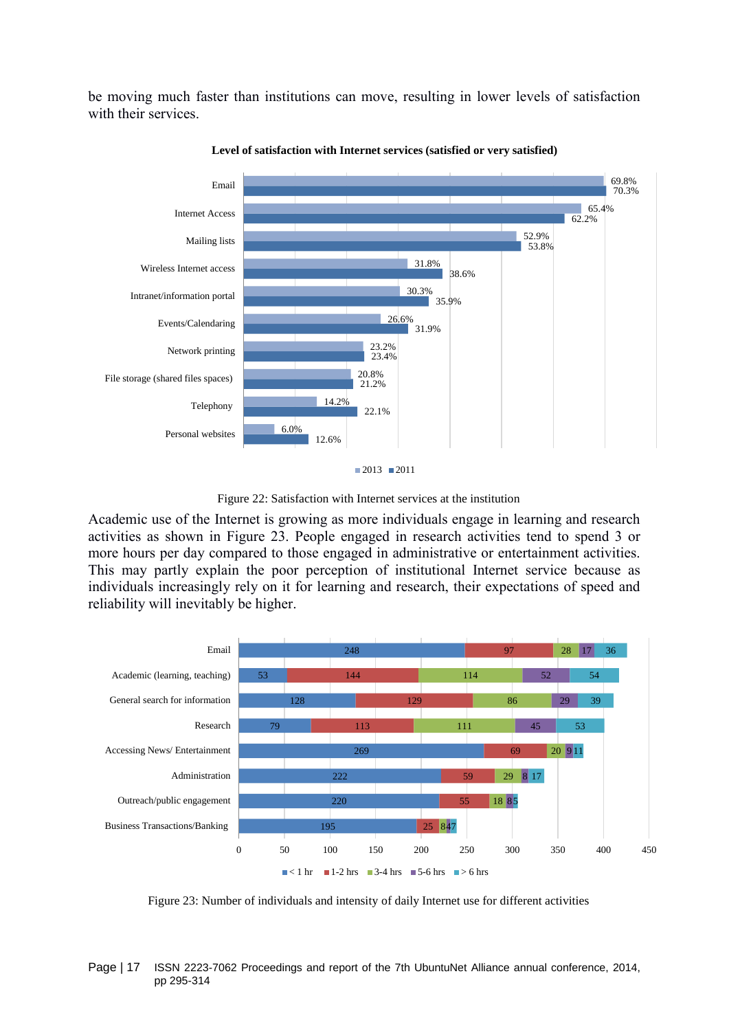be moving much faster than institutions can move, resulting in lower levels of satisfaction with their services.

**Level of satisfaction with Internet services (satisfied or very satisfied)**

| Service | 2013 | 2011 |
|---|---|---|
| Email | 69.8% | 70.3% |
| Internet Access | 65.4% | 62.2% |
| Mailing lists | 52.9% | 53.8% |
| Wireless Internet access | 31.8% | 38.6% |
| Intranet/information portal | 30.3% | 35.9% |
| Events/Calendaring | 26.6% | 31.9% |
| Network printing | 23.2% | 23.4% |
| File storage (shared files spaces) | 20.8% | 21.2% |
| Telephony | 14.2% | 22.1% |
| Personal websites | 6.0% | 12.6% |

Figure 22: Satisfaction with Internet services at the institution

Academic use of the Internet is growing as more individuals engage in learning and research activities as shown in Figure 23. People engaged in research activities tend to spend 3 or more hours per day compared to those engaged in administrative or entertainment activities. This may partly explain the poor perception of institutional Internet service because as individuals increasingly rely on it for learning and research, their expectations of speed and reliability will inevitably be higher.

| Activity | < 1 hr | 1-2 hrs | 3-4 hrs | 5-6 hrs | > 6 hrs |
|---|---|---|---|---|---|
| Email | 248 | 97 | 28 | 17 | 36 |
| Academic (learning, teaching) | 53 | 144 | 114 | 52 | 54 |
| General search for information | 128 | 129 | 86 | 29 | 39 |
| Research | 79 | 113 | 111 | 45 | 53 |
| Accessing News/ Entertainment | 269 | 69 | 20 | 9 | 11 |
| Administration | 222 | 59 | 29 | 8 | 17 |
| Outreach/public engagement | 220 | 55 | 18 | 8 | 5 |
| Business Transactions/Banking | 195 | 25 | 8 | 4 | 7 |

Figure 23: Number of individuals and intensity of daily Internet use for different activities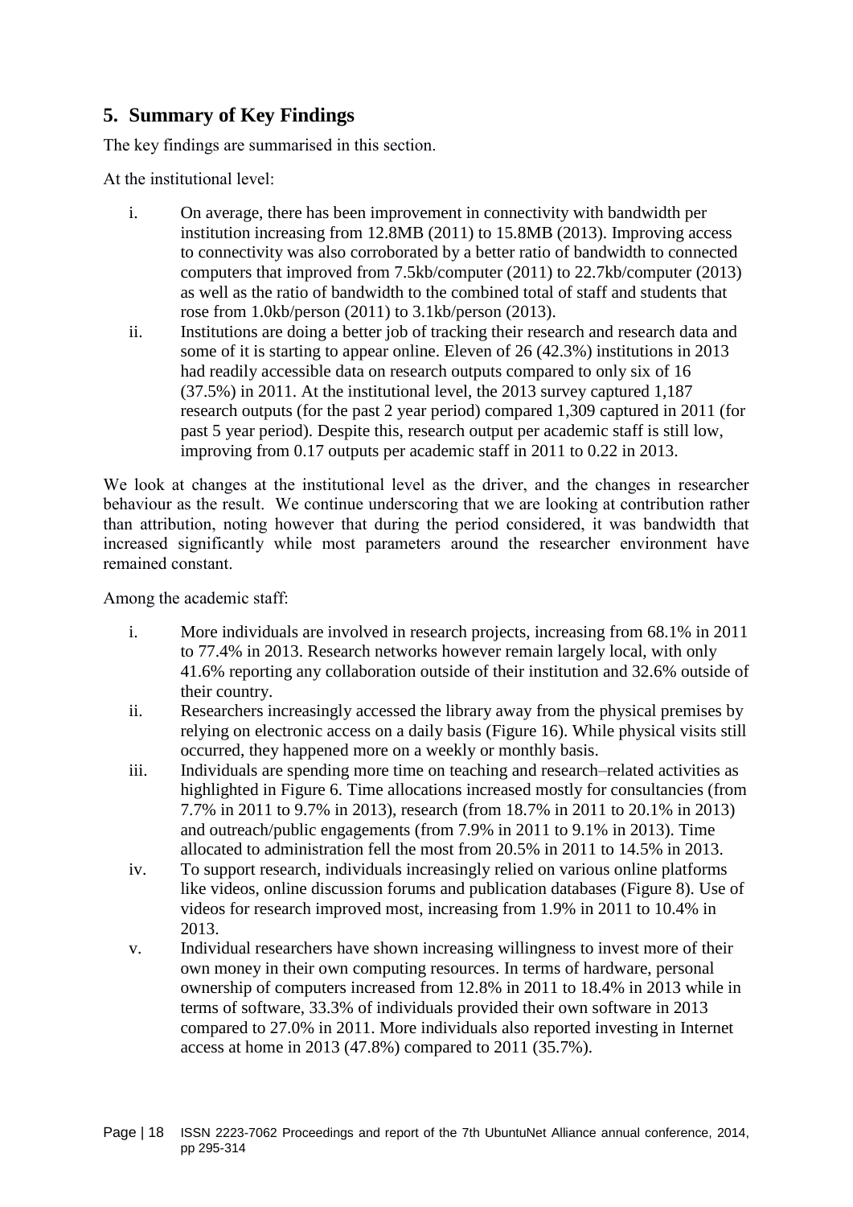## 5. Summary of Key Findings

The key findings are summarised in this section.

At the institutional level:

i. On average, there has been improvement in connectivity with bandwidth per institution increasing from 12.8MB (2011) to 15.8MB (2013). Improving access to connectivity was also corroborated by a better ratio of bandwidth to connected computers that improved from 7.5kb/computer (2011) to 22.7kb/computer (2013) as well as the ratio of bandwidth to the combined total of staff and students that rose from 1.0kb/person (2011) to 3.1kb/person (2013).
ii. Institutions are doing a better job of tracking their research and research data and some of it is starting to appear online. Eleven of 26 (42.3%) institutions in 2013 had readily accessible data on research outputs compared to only six of 16 (37.5%) in 2011. At the institutional level, the 2013 survey captured 1,187 research outputs (for the past 2 year period) compared 1,309 captured in 2011 (for past 5 year period). Despite this, research output per academic staff is still low, improving from 0.17 outputs per academic staff in 2011 to 0.22 in 2013.

We look at changes at the institutional level as the driver, and the changes in researcher behaviour as the result. We continue underscoring that we are looking at contribution rather than attribution, noting however that during the period considered, it was bandwidth that increased significantly while most parameters around the researcher environment have remained constant.

Among the academic staff:

i. More individuals are involved in research projects, increasing from 68.1% in 2011 to 77.4% in 2013. Research networks however remain largely local, with only 41.6% reporting any collaboration outside of their institution and 32.6% outside of their country.
ii. Researchers increasingly accessed the library away from the physical premises by relying on electronic access on a daily basis (Figure 16). While physical visits still occurred, they happened more on a weekly or monthly basis.
iii. Individuals are spending more time on teaching and research–related activities as highlighted in Figure 6. Time allocations increased mostly for consultancies (from 7.7% in 2011 to 9.7% in 2013), research (from 18.7% in 2011 to 20.1% in 2013) and outreach/public engagements (from 7.9% in 2011 to 9.1% in 2013). Time allocated to administration fell the most from 20.5% in 2011 to 14.5% in 2013.
iv. To support research, individuals increasingly relied on various online platforms like videos, online discussion forums and publication databases (Figure 8). Use of videos for research improved most, increasing from 1.9% in 2011 to 10.4% in 2013.
v. Individual researchers have shown increasing willingness to invest more of their own money in their own computing resources. In terms of hardware, personal ownership of computers increased from 12.8% in 2011 to 18.4% in 2013 while in terms of software, 33.3% of individuals provided their own software in 2013 compared to 27.0% in 2011. More individuals also reported investing in Internet access at home in 2013 (47.8%) compared to 2011 (35.7%).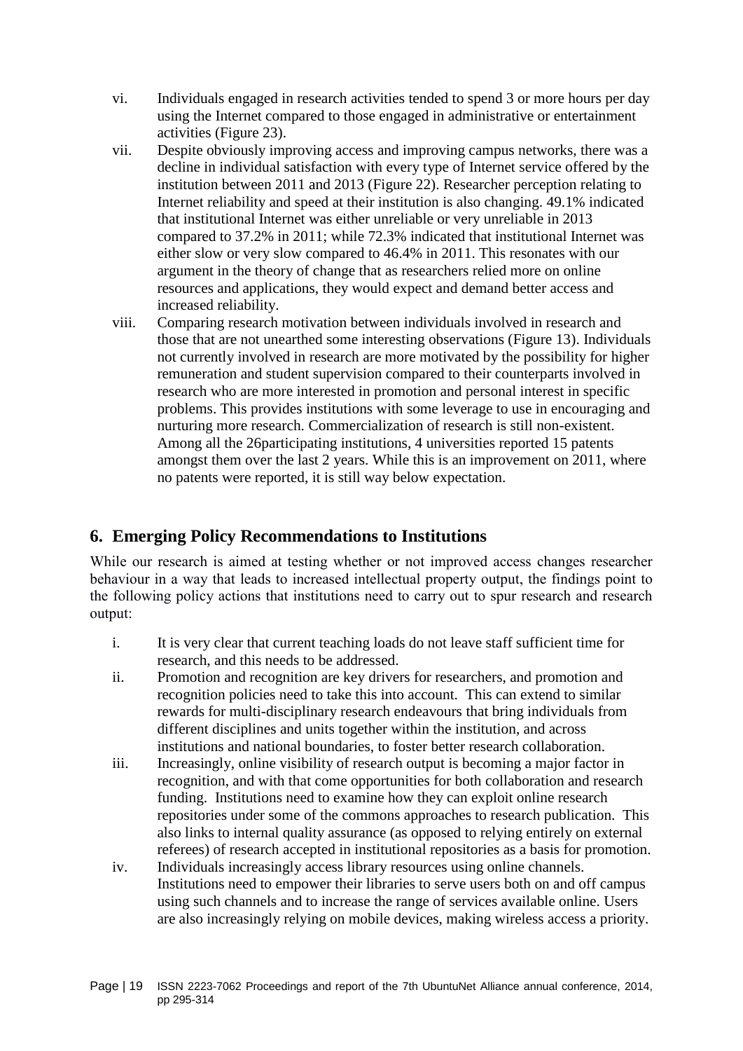vi. Individuals engaged in research activities tended to spend 3 or more hours per day using the Internet compared to those engaged in administrative or entertainment activities (Figure 23).

vii. Despite obviously improving access and improving campus networks, there was a decline in individual satisfaction with every type of Internet service offered by the institution between 2011 and 2013 (Figure 22). Researcher perception relating to Internet reliability and speed at their institution is also changing. 49.1% indicated that institutional Internet was either unreliable or very unreliable in 2013 compared to 37.2% in 2011; while 72.3% indicated that institutional Internet was either slow or very slow compared to 46.4% in 2011. This resonates with our argument in the theory of change that as researchers relied more on online resources and applications, they would expect and demand better access and increased reliability.

viii. Comparing research motivation between individuals involved in research and those that are not unearthed some interesting observations (Figure 13). Individuals not currently involved in research are more motivated by the possibility for higher remuneration and student supervision compared to their counterparts involved in research who are more interested in promotion and personal interest in specific problems. This provides institutions with some leverage to use in encouraging and nurturing more research. Commercialization of research is still non-existent. Among all the 26participating institutions, 4 universities reported 15 patents amongst them over the last 2 years. While this is an improvement on 2011, where no patents were reported, it is still way below expectation.

## 6. Emerging Policy Recommendations to Institutions

While our research is aimed at testing whether or not improved access changes researcher behaviour in a way that leads to increased intellectual property output, the findings point to the following policy actions that institutions need to carry out to spur research and research output:

i. It is very clear that current teaching loads do not leave staff sufficient time for research, and this needs to be addressed.

ii. Promotion and recognition are key drivers for researchers, and promotion and recognition policies need to take this into account. This can extend to similar rewards for multi-disciplinary research endeavours that bring individuals from different disciplines and units together within the institution, and across institutions and national boundaries, to foster better research collaboration.

iii. Increasingly, online visibility of research output is becoming a major factor in recognition, and with that come opportunities for both collaboration and research funding. Institutions need to examine how they can exploit online research repositories under some of the commons approaches to research publication. This also links to internal quality assurance (as opposed to relying entirely on external referees) of research accepted in institutional repositories as a basis for promotion.

iv. Individuals increasingly access library resources using online channels. Institutions need to empower their libraries to serve users both on and off campus using such channels and to increase the range of services available online. Users are also increasingly relying on mobile devices, making wireless access a priority.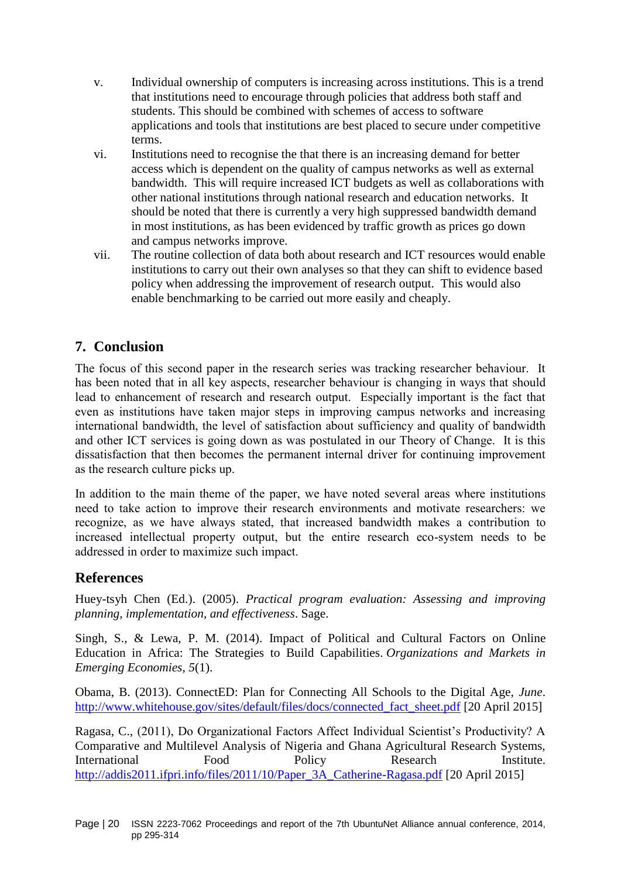v. Individual ownership of computers is increasing across institutions. This is a trend that institutions need to encourage through policies that address both staff and students. This should be combined with schemes of access to software applications and tools that institutions are best placed to secure under competitive terms.

vi. Institutions need to recognise the that there is an increasing demand for better access which is dependent on the quality of campus networks as well as external bandwidth. This will require increased ICT budgets as well as collaborations with other national institutions through national research and education networks. It should be noted that there is currently a very high suppressed bandwidth demand in most institutions, as has been evidenced by traffic growth as prices go down and campus networks improve.

vii. The routine collection of data both about research and ICT resources would enable institutions to carry out their own analyses so that they can shift to evidence based policy when addressing the improvement of research output. This would also enable benchmarking to be carried out more easily and cheaply.

## 7. Conclusion

The focus of this second paper in the research series was tracking researcher behaviour. It has been noted that in all key aspects, researcher behaviour is changing in ways that should lead to enhancement of research and research output. Especially important is the fact that even as institutions have taken major steps in improving campus networks and increasing international bandwidth, the level of satisfaction about sufficiency and quality of bandwidth and other ICT services is going down as was postulated in our Theory of Change. It is this dissatisfaction that then becomes the permanent internal driver for continuing improvement as the research culture picks up.

In addition to the main theme of the paper, we have noted several areas where institutions need to take action to improve their research environments and motivate researchers: we recognize, as we have always stated, that increased bandwidth makes a contribution to increased intellectual property output, but the entire research eco-system needs to be addressed in order to maximize such impact.

## References

Huey-tsyh Chen (Ed.). (2005). *Practical program evaluation: Assessing and improving planning, implementation, and effectiveness*. Sage.

Singh, S., & Lewa, P. M. (2014). Impact of Political and Cultural Factors on Online Education in Africa: The Strategies to Build Capabilities. *Organizations and Markets in Emerging Economies*, *5*(1).

Obama, B. (2013). ConnectED: Plan for Connecting All Schools to the Digital Age, *June*. http://www.whitehouse.gov/sites/default/files/docs/connected_fact_sheet.pdf [20 April 2015]

Ragasa, C., (2011), Do Organizational Factors Affect Individual Scientist's Productivity? A Comparative and Multilevel Analysis of Nigeria and Ghana Agricultural Research Systems, International Food Policy Research Institute. http://addis2011.ifpri.info/files/2011/10/Paper_3A_Catherine-Ragasa.pdf [20 April 2015]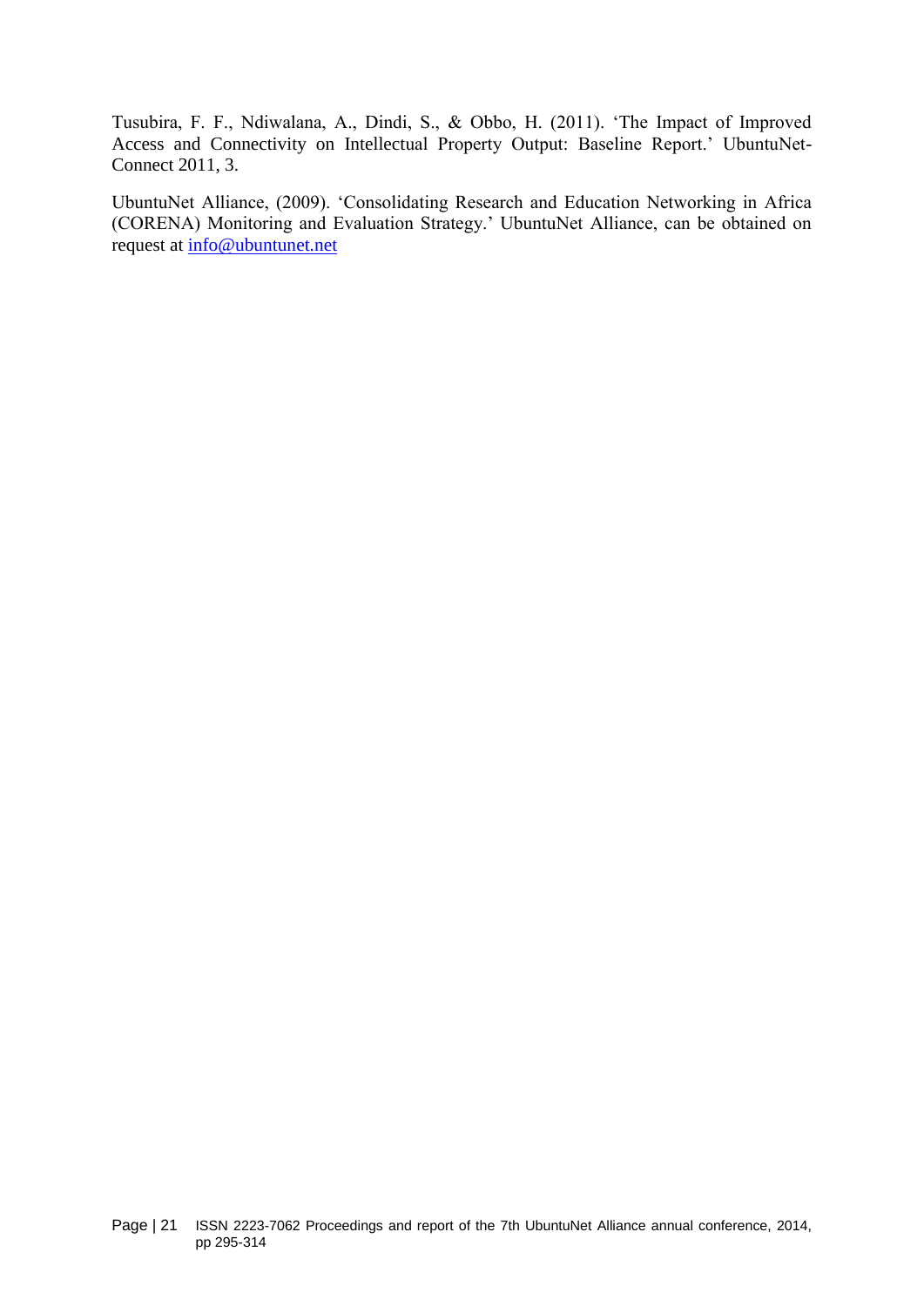Tusubira, F. F., Ndiwalana, A., Dindi, S., & Obbo, H. (2011). 'The Impact of Improved Access and Connectivity on Intellectual Property Output: Baseline Report.' UbuntuNet-Connect 2011, 3.

UbuntuNet Alliance, (2009). 'Consolidating Research and Education Networking in Africa (CORENA) Monitoring and Evaluation Strategy.' UbuntuNet Alliance, can be obtained on request at [info@ubuntunet.net](mailto:info@ubuntunet.net)